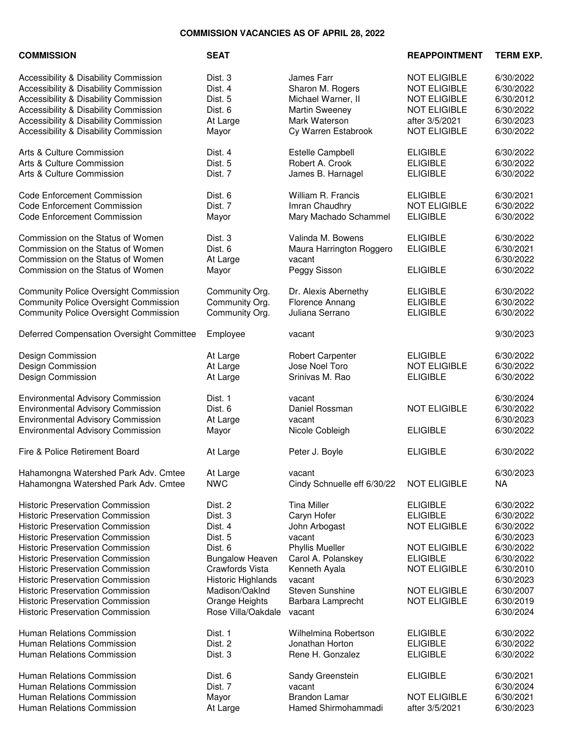# COMMISSION VACANCIES AS OF APRIL 28, 2022

| COMMISSION | SEAT | | REAPPOINTMENT | TERM EXP. |
|---|---|---|---|---|
| Accessibility & Disability Commission | Dist. 3 | James Farr | NOT ELIGIBLE | 6/30/2022 |
| Accessibility & Disability Commission | Dist. 4 | Sharon M. Rogers | NOT ELIGIBLE | 6/30/2022 |
| Accessibility & Disability Commission | Dist. 5 | Michael Warner, II | NOT ELIGIBLE | 6/30/2012 |
| Accessibility & Disability Commission | Dist. 6 | Martin Sweeney | NOT ELIGIBLE | 6/30/2022 |
| Accessibility & Disability Commission | At Large | Mark Waterson | after 3/5/2021 | 6/30/2023 |
| Accessibility & Disability Commission | Mayor | Cy Warren Estabrook | NOT ELIGIBLE | 6/30/2022 |
| | | | | |
| Arts & Culture Commission | Dist. 4 | Estelle Campbell | ELIGIBLE | 6/30/2022 |
| Arts & Culture Commission | Dist. 5 | Robert A. Crook | ELIGIBLE | 6/30/2022 |
| Arts & Culture Commission | Dist. 7 | James B. Harnagel | ELIGIBLE | 6/30/2022 |
| | | | | |
| Code Enforcement Commission | Dist. 6 | William R. Francis | ELIGIBLE | 6/30/2021 |
| Code Enforcement Commission | Dist. 7 | Imran Chaudhry | NOT ELIGIBLE | 6/30/2022 |
| Code Enforcement Commission | Mayor | Mary Machado Schammel | ELIGIBLE | 6/30/2022 |
| | | | | |
| Commission on the Status of Women | Dist. 3 | Valinda M. Bowens | ELIGIBLE | 6/30/2022 |
| Commission on the Status of Women | Dist. 6 | Maura Harrington Roggero | ELIGIBLE | 6/30/2021 |
| Commission on the Status of Women | At Large | vacant | | 6/30/2022 |
| Commission on the Status of Women | Mayor | Peggy Sisson | ELIGIBLE | 6/30/2022 |
| | | | | |
| Community Police Oversight Commission | Community Org. | Dr. Alexis Abernethy | ELIGIBLE | 6/30/2022 |
| Community Police Oversight Commission | Community Org. | Florence Annang | ELIGIBLE | 6/30/2022 |
| Community Police Oversight Commission | Community Org. | Juliana Serrano | ELIGIBLE | 6/30/2022 |
| | | | | |
| Deferred Compensation Oversight Committee | Employee | vacant | | 9/30/2023 |
| | | | | |
| Design Commission | At Large | Robert Carpenter | ELIGIBLE | 6/30/2022 |
| Design Commission | At Large | Jose Noel Toro | NOT ELIGIBLE | 6/30/2022 |
| Design Commission | At Large | Srinivas M. Rao | ELIGIBLE | 6/30/2022 |
| | | | | |
| Environmental Advisory Commission | Dist. 1 | vacant | | 6/30/2024 |
| Environmental Advisory Commission | Dist. 6 | Daniel Rossman | NOT ELIGIBLE | 6/30/2022 |
| Environmental Advisory Commission | At Large | vacant | | 6/30/2023 |
| Environmental Advisory Commission | Mayor | Nicole Cobleigh | ELIGIBLE | 6/30/2022 |
| | | | | |
| Fire & Police Retirement Board | At Large | Peter J. Boyle | ELIGIBLE | 6/30/2022 |
| | | | | |
| Hahamongna Watershed Park Adv. Cmtee | At Large | vacant | | 6/30/2023 |
| Hahamongna Watershed Park Adv. Cmtee | NWC | Cindy Schnuelle eff 6/30/22 | NOT ELIGIBLE | NA |
| | | | | |
| Historic Preservation Commission | Dist. 2 | Tina Miller | ELIGIBLE | 6/30/2022 |
| Historic Preservation Commission | Dist. 3 | Caryn Hofer | ELIGIBLE | 6/30/2022 |
| Historic Preservation Commission | Dist. 4 | John Arbogast | NOT ELIGIBLE | 6/30/2022 |
| Historic Preservation Commission | Dist. 5 | vacant | | 6/30/2023 |
| Historic Preservation Commission | Dist. 6 | Phyllis Mueller | NOT ELIGIBLE | 6/30/2022 |
| Historic Preservation Commission | Bungalow Heaven | Carol A. Polanskey | ELIGIBLE | 6/30/2022 |
| Historic Preservation Commission | Crawfords Vista | Kenneth Ayala | NOT ELIGIBLE | 6/30/2010 |
| Historic Preservation Commission | Historic Highlands | vacant | | 6/30/2023 |
| Historic Preservation Commission | Madison/Oaklnd | Steven Sunshine | NOT ELIGIBLE | 6/30/2007 |
| Historic Preservation Commission | Orange Heights | Barbara Lamprecht | NOT ELIGIBLE | 6/30/2019 |
| Historic Preservation Commission | Rose Villa/Oakdale | vacant | | 6/30/2024 |
| | | | | |
| Human Relations Commission | Dist. 1 | Wilhelmina Robertson | ELIGIBLE | 6/30/2022 |
| Human Relations Commission | Dist. 2 | Jonathan Horton | ELIGIBLE | 6/30/2022 |
| Human Relations Commission | Dist. 3 | Rene H. Gonzalez | ELIGIBLE | 6/30/2022 |
| | | | | |
| Human Relations Commission | Dist. 6 | Sandy Greenstein | ELIGIBLE | 6/30/2021 |
| Human Relations Commission | Dist. 7 | vacant | | 6/30/2024 |
| Human Relations Commission | Mayor | Brandon Lamar | NOT ELIGIBLE | 6/30/2021 |
| Human Relations Commission | At Large | Hamed Shirmohammadi | after 3/5/2021 | 6/30/2023 |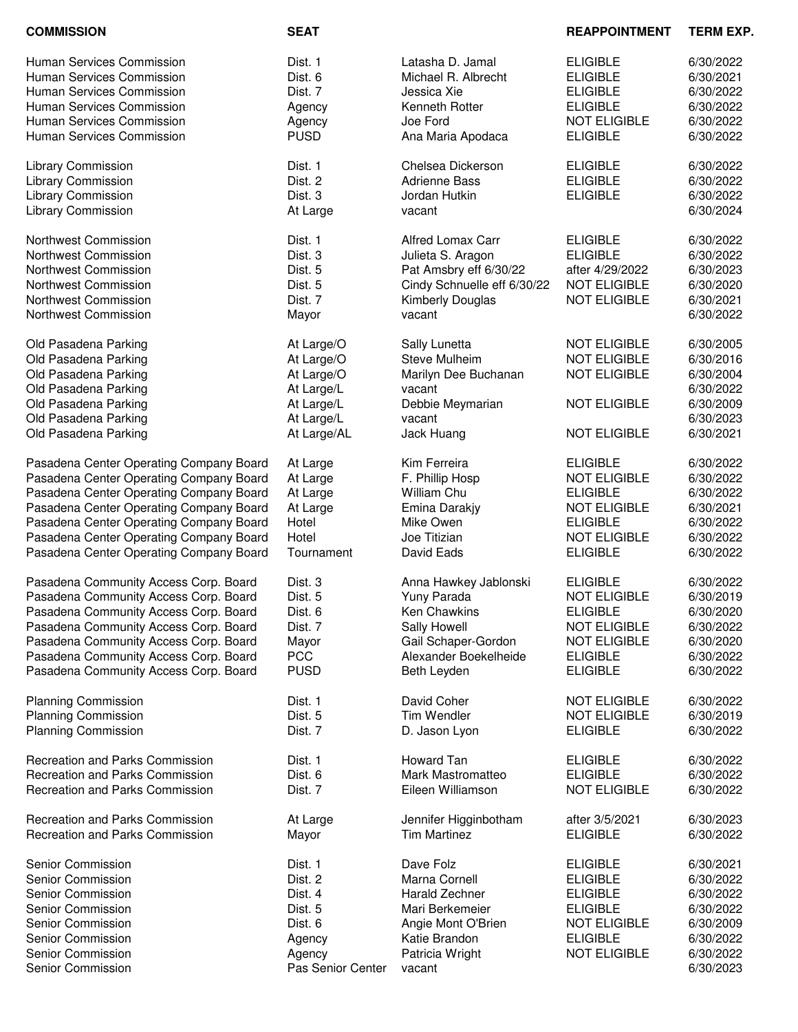| COMMISSION | SEAT | | REAPPOINTMENT | TERM EXP. |
|---|---|---|---|---|
| Human Services Commission | Dist. 1 | Latasha D. Jamal | ELIGIBLE | 6/30/2022 |
| Human Services Commission | Dist. 6 | Michael R. Albrecht | ELIGIBLE | 6/30/2021 |
| Human Services Commission | Dist. 7 | Jessica Xie | ELIGIBLE | 6/30/2022 |
| Human Services Commission | Agency | Kenneth Rotter | ELIGIBLE | 6/30/2022 |
| Human Services Commission | Agency | Joe Ford | NOT ELIGIBLE | 6/30/2022 |
| Human Services Commission | PUSD | Ana Maria Apodaca | ELIGIBLE | 6/30/2022 |
| Library Commission | Dist. 1 | Chelsea Dickerson | ELIGIBLE | 6/30/2022 |
| Library Commission | Dist. 2 | Adrienne Bass | ELIGIBLE | 6/30/2022 |
| Library Commission | Dist. 3 | Jordan Hutkin | ELIGIBLE | 6/30/2022 |
| Library Commission | At Large | vacant | | 6/30/2024 |
| Northwest Commission | Dist. 1 | Alfred Lomax Carr | ELIGIBLE | 6/30/2022 |
| Northwest Commission | Dist. 3 | Julieta S. Aragon | ELIGIBLE | 6/30/2022 |
| Northwest Commission | Dist. 5 | Pat Amsbry eff 6/30/22 | after 4/29/2022 | 6/30/2023 |
| Northwest Commission | Dist. 5 | Cindy Schnuelle eff 6/30/22 | NOT ELIGIBLE | 6/30/2020 |
| Northwest Commission | Dist. 7 | Kimberly Douglas | NOT ELIGIBLE | 6/30/2021 |
| Northwest Commission | Mayor | vacant | | 6/30/2022 |
| Old Pasadena Parking | At Large/O | Sally Lunetta | NOT ELIGIBLE | 6/30/2005 |
| Old Pasadena Parking | At Large/O | Steve Mulheim | NOT ELIGIBLE | 6/30/2016 |
| Old Pasadena Parking | At Large/O | Marilyn Dee Buchanan | NOT ELIGIBLE | 6/30/2004 |
| Old Pasadena Parking | At Large/L | vacant | | 6/30/2022 |
| Old Pasadena Parking | At Large/L | Debbie Meymarian | NOT ELIGIBLE | 6/30/2009 |
| Old Pasadena Parking | At Large/L | vacant | | 6/30/2023 |
| Old Pasadena Parking | At Large/AL | Jack Huang | NOT ELIGIBLE | 6/30/2021 |
| Pasadena Center Operating Company Board | At Large | Kim Ferreira | ELIGIBLE | 6/30/2022 |
| Pasadena Center Operating Company Board | At Large | F. Phillip Hosp | NOT ELIGIBLE | 6/30/2022 |
| Pasadena Center Operating Company Board | At Large | William Chu | ELIGIBLE | 6/30/2022 |
| Pasadena Center Operating Company Board | At Large | Emina Darakjy | NOT ELIGIBLE | 6/30/2021 |
| Pasadena Center Operating Company Board | Hotel | Mike Owen | ELIGIBLE | 6/30/2022 |
| Pasadena Center Operating Company Board | Hotel | Joe Titizian | NOT ELIGIBLE | 6/30/2022 |
| Pasadena Center Operating Company Board | Tournament | David Eads | ELIGIBLE | 6/30/2022 |
| Pasadena Community Access Corp. Board | Dist. 3 | Anna Hawkey Jablonski | ELIGIBLE | 6/30/2022 |
| Pasadena Community Access Corp. Board | Dist. 5 | Yuny Parada | NOT ELIGIBLE | 6/30/2019 |
| Pasadena Community Access Corp. Board | Dist. 6 | Ken Chawkins | ELIGIBLE | 6/30/2020 |
| Pasadena Community Access Corp. Board | Dist. 7 | Sally Howell | NOT ELIGIBLE | 6/30/2022 |
| Pasadena Community Access Corp. Board | Mayor | Gail Schaper-Gordon | NOT ELIGIBLE | 6/30/2020 |
| Pasadena Community Access Corp. Board | PCC | Alexander Boekelheide | ELIGIBLE | 6/30/2022 |
| Pasadena Community Access Corp. Board | PUSD | Beth Leyden | ELIGIBLE | 6/30/2022 |
| Planning Commission | Dist. 1 | David Coher | NOT ELIGIBLE | 6/30/2022 |
| Planning Commission | Dist. 5 | Tim Wendler | NOT ELIGIBLE | 6/30/2019 |
| Planning Commission | Dist. 7 | D. Jason Lyon | ELIGIBLE | 6/30/2022 |
| Recreation and Parks Commission | Dist. 1 | Howard Tan | ELIGIBLE | 6/30/2022 |
| Recreation and Parks Commission | Dist. 6 | Mark Mastromatteo | ELIGIBLE | 6/30/2022 |
| Recreation and Parks Commission | Dist. 7 | Eileen Williamson | NOT ELIGIBLE | 6/30/2022 |
| Recreation and Parks Commission | At Large | Jennifer Higginbotham | after 3/5/2021 | 6/30/2023 |
| Recreation and Parks Commission | Mayor | Tim Martinez | ELIGIBLE | 6/30/2022 |
| Senior Commission | Dist. 1 | Dave Folz | ELIGIBLE | 6/30/2021 |
| Senior Commission | Dist. 2 | Marna Cornell | ELIGIBLE | 6/30/2022 |
| Senior Commission | Dist. 4 | Harald Zechner | ELIGIBLE | 6/30/2022 |
| Senior Commission | Dist. 5 | Mari Berkemeier | ELIGIBLE | 6/30/2022 |
| Senior Commission | Dist. 6 | Angie Mont O'Brien | NOT ELIGIBLE | 6/30/2009 |
| Senior Commission | Agency | Katie Brandon | ELIGIBLE | 6/30/2022 |
| Senior Commission | Agency | Patricia Wright | NOT ELIGIBLE | 6/30/2022 |
| Senior Commission | Pas Senior Center | vacant | | 6/30/2023 |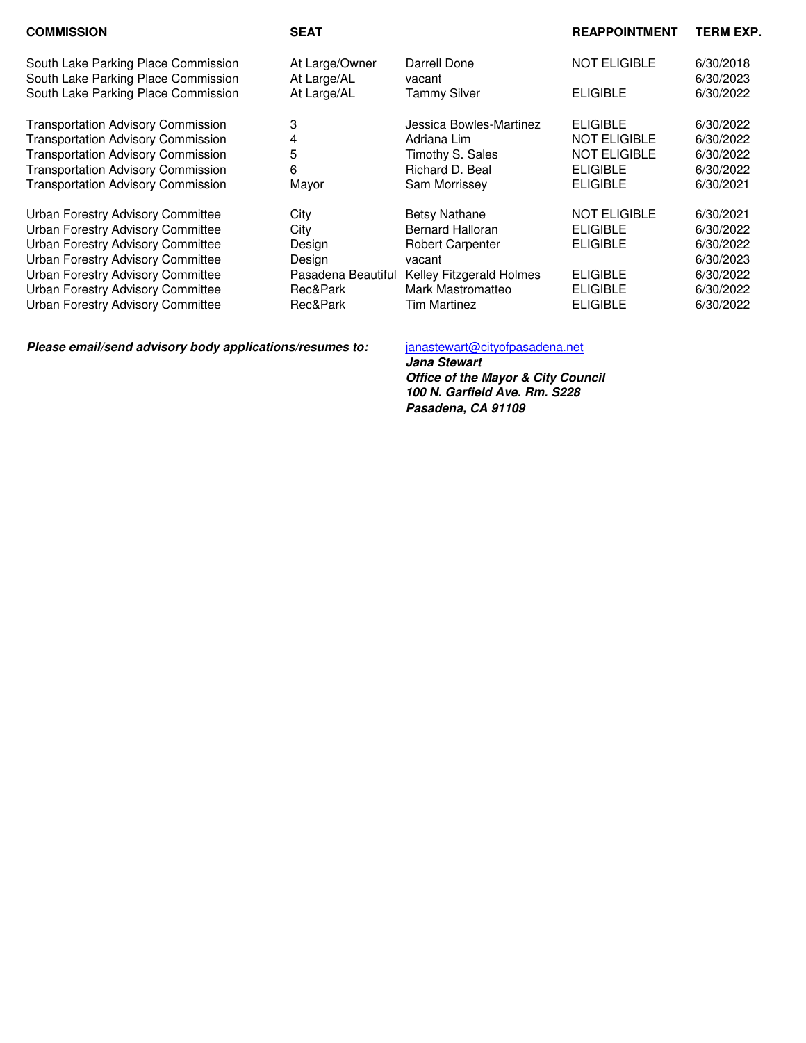| COMMISSION | SEAT | | REAPPOINTMENT | TERM EXP. |
|---|---|---|---|---|
| South Lake Parking Place Commission | At Large/Owner | Darrell Done | NOT ELIGIBLE | 6/30/2018 |
| South Lake Parking Place Commission | At Large/AL | vacant | | 6/30/2023 |
| South Lake Parking Place Commission | At Large/AL | Tammy Silver | ELIGIBLE | 6/30/2022 |
| Transportation Advisory Commission | 3 | Jessica Bowles-Martinez | ELIGIBLE | 6/30/2022 |
| Transportation Advisory Commission | 4 | Adriana Lim | NOT ELIGIBLE | 6/30/2022 |
| Transportation Advisory Commission | 5 | Timothy S. Sales | NOT ELIGIBLE | 6/30/2022 |
| Transportation Advisory Commission | 6 | Richard D. Beal | ELIGIBLE | 6/30/2022 |
| Transportation Advisory Commission | Mayor | Sam Morrissey | ELIGIBLE | 6/30/2021 |
| Urban Forestry Advisory Committee | City | Betsy Nathane | NOT ELIGIBLE | 6/30/2021 |
| Urban Forestry Advisory Committee | City | Bernard Halloran | ELIGIBLE | 6/30/2022 |
| Urban Forestry Advisory Committee | Design | Robert Carpenter | ELIGIBLE | 6/30/2022 |
| Urban Forestry Advisory Committee | Design | vacant | | 6/30/2023 |
| Urban Forestry Advisory Committee | Pasadena Beautiful | Kelley Fitzgerald Holmes | ELIGIBLE | 6/30/2022 |
| Urban Forestry Advisory Committee | Rec&Park | Mark Mastromatteo | ELIGIBLE | 6/30/2022 |
| Urban Forestry Advisory Committee | Rec&Park | Tim Martinez | ELIGIBLE | 6/30/2022 |

***Please email/send advisory body applications/resumes to:***

janastewart@cityofpasadena.net
***Jana Stewart***
***Office of the Mayor & City Council***
***100 N. Garfield Ave. Rm. S228***
***Pasadena, CA 91109***